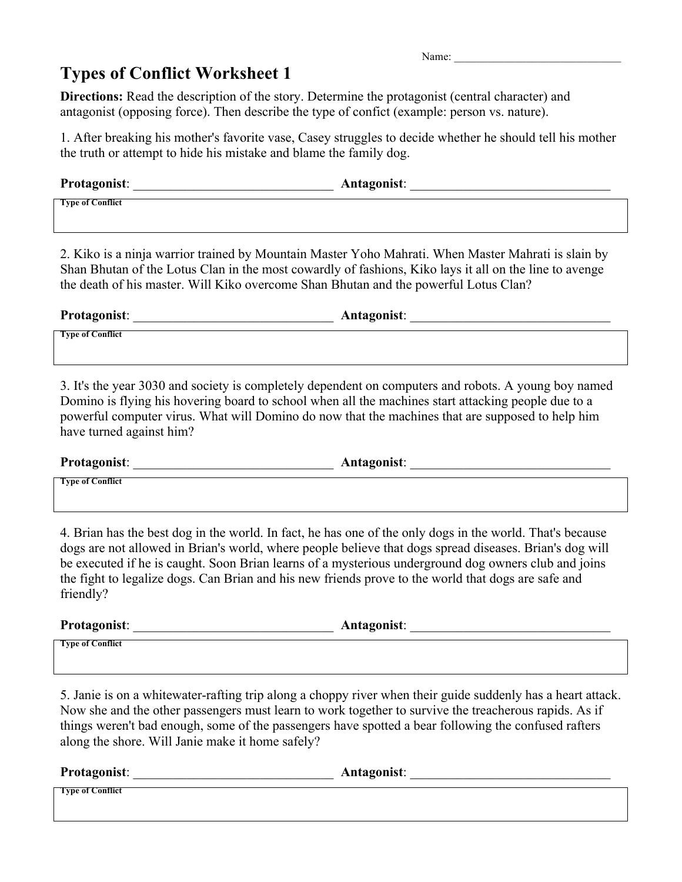Name: ______________________________

# Types of Conflict Worksheet 1

**Directions:** Read the description of the story. Determine the protagonist (central character) and antagonist (opposing force). Then describe the type of confict (example: person vs. nature).

1. After breaking his mother's favorite vase, Casey struggles to decide whether he should tell his mother the truth or attempt to hide his mistake and blame the family dog.

**Protagonist**: ______________________________ **Antagonist**: ______________________________

**Type of Conflict**

2. Kiko is a ninja warrior trained by Mountain Master Yoho Mahrati. When Master Mahrati is slain by Shan Bhutan of the Lotus Clan in the most cowardly of fashions, Kiko lays it all on the line to avenge the death of his master. Will Kiko overcome Shan Bhutan and the powerful Lotus Clan?

**Protagonist**: ______________________________ **Antagonist**: ______________________________

**Type of Conflict**

3. It's the year 3030 and society is completely dependent on computers and robots. A young boy named Domino is flying his hovering board to school when all the machines start attacking people due to a powerful computer virus. What will Domino do now that the machines that are supposed to help him have turned against him?

**Protagonist**: ______________________________ **Antagonist**: ______________________________

**Type of Conflict**

4. Brian has the best dog in the world. In fact, he has one of the only dogs in the world. That's because dogs are not allowed in Brian's world, where people believe that dogs spread diseases. Brian's dog will be executed if he is caught. Soon Brian learns of a mysterious underground dog owners club and joins the fight to legalize dogs. Can Brian and his new friends prove to the world that dogs are safe and friendly?

**Protagonist**: ______________________________ **Antagonist**: ______________________________

**Type of Conflict**

5. Janie is on a whitewater-rafting trip along a choppy river when their guide suddenly has a heart attack. Now she and the other passengers must learn to work together to survive the treacherous rapids. As if things weren't bad enough, some of the passengers have spotted a bear following the confused rafters along the shore. Will Janie make it home safely?

**Protagonist**: ______________________________ **Antagonist**: ______________________________

**Type of Conflict**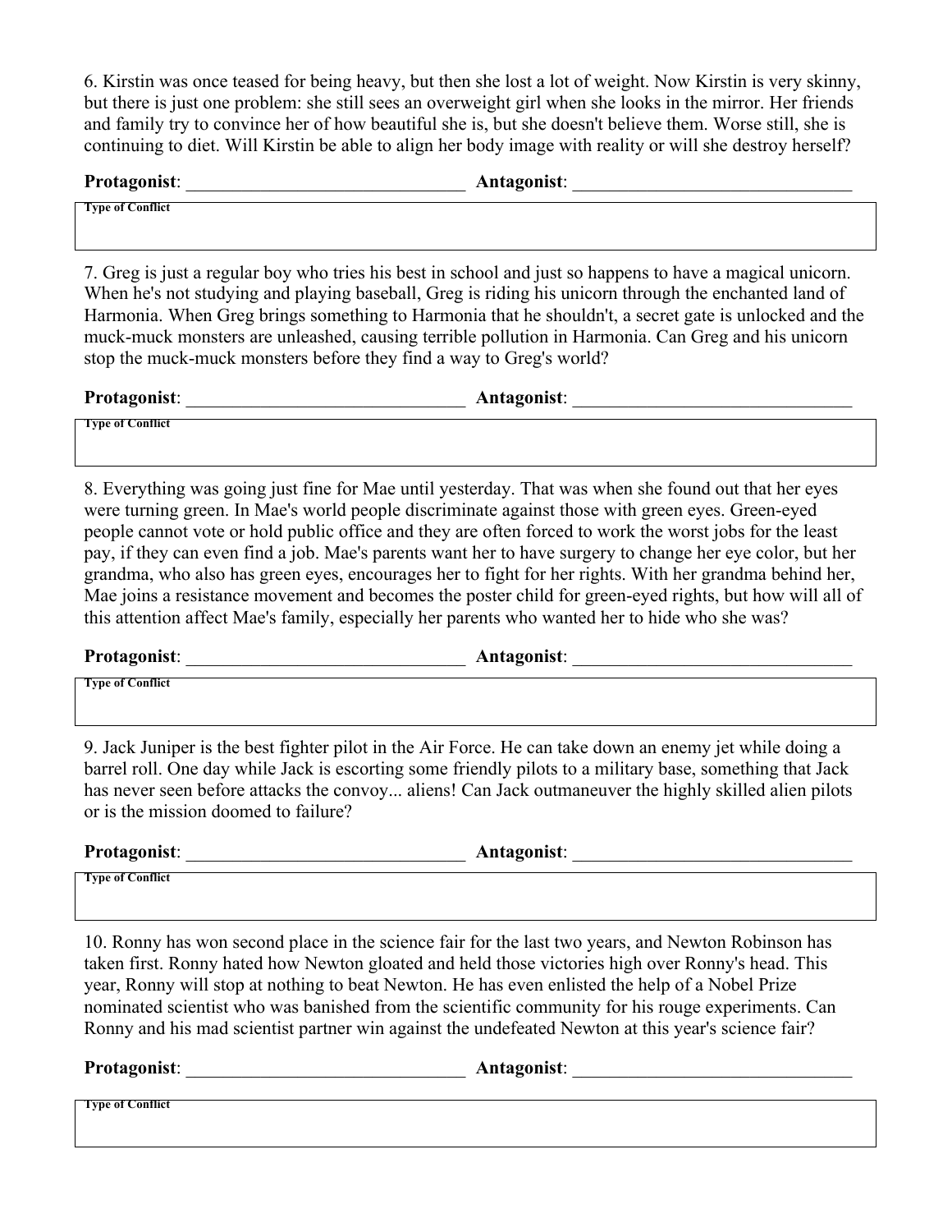6. Kirstin was once teased for being heavy, but then she lost a lot of weight. Now Kirstin is very skinny, but there is just one problem: she still sees an overweight girl when she looks in the mirror. Her friends and family try to convince her of how beautiful she is, but she doesn't believe them. Worse still, she is continuing to diet. Will Kirstin be able to align her body image with reality or will she destroy herself?

**Protagonist**: ______________________________ **Antagonist**: ______________________________

**Type of Conflict**

7. Greg is just a regular boy who tries his best in school and just so happens to have a magical unicorn. When he's not studying and playing baseball, Greg is riding his unicorn through the enchanted land of Harmonia. When Greg brings something to Harmonia that he shouldn't, a secret gate is unlocked and the muck-muck monsters are unleashed, causing terrible pollution in Harmonia. Can Greg and his unicorn stop the muck-muck monsters before they find a way to Greg's world?

**Protagonist**: ______________________________ **Antagonist**: ______________________________

**Type of Conflict**

8. Everything was going just fine for Mae until yesterday. That was when she found out that her eyes were turning green. In Mae's world people discriminate against those with green eyes. Green-eyed people cannot vote or hold public office and they are often forced to work the worst jobs for the least pay, if they can even find a job. Mae's parents want her to have surgery to change her eye color, but her grandma, who also has green eyes, encourages her to fight for her rights. With her grandma behind her, Mae joins a resistance movement and becomes the poster child for green-eyed rights, but how will all of this attention affect Mae's family, especially her parents who wanted her to hide who she was?

**Protagonist**: ______________________________ **Antagonist**: ______________________________

**Type of Conflict**

9. Jack Juniper is the best fighter pilot in the Air Force. He can take down an enemy jet while doing a barrel roll. One day while Jack is escorting some friendly pilots to a military base, something that Jack has never seen before attacks the convoy... aliens! Can Jack outmaneuver the highly skilled alien pilots or is the mission doomed to failure?

**Protagonist**: ______________________________ **Antagonist**: ______________________________

**Type of Conflict**

10. Ronny has won second place in the science fair for the last two years, and Newton Robinson has taken first. Ronny hated how Newton gloated and held those victories high over Ronny's head. This year, Ronny will stop at nothing to beat Newton. He has even enlisted the help of a Nobel Prize nominated scientist who was banished from the scientific community for his rouge experiments. Can Ronny and his mad scientist partner win against the undefeated Newton at this year's science fair?

**Protagonist**: ______________________________ **Antagonist**: ______________________________

**Type of Conflict**